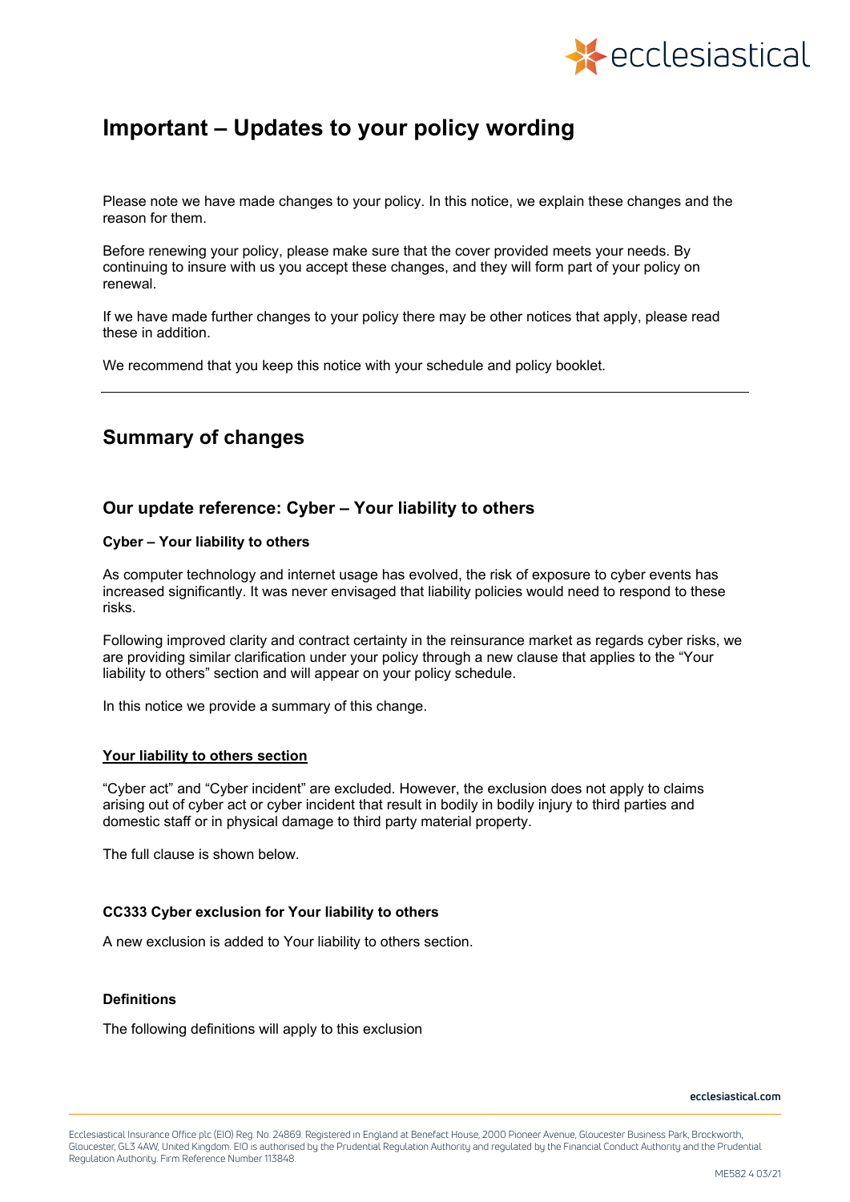# Important – Updates to your policy wording

Please note we have made changes to your policy. In this notice, we explain these changes and the reason for them.

Before renewing your policy, please make sure that the cover provided meets your needs. By continuing to insure with us you accept these changes, and they will form part of your policy on renewal.

If we have made further changes to your policy there may be other notices that apply, please read these in addition.

We recommend that you keep this notice with your schedule and policy booklet.

---

## Summary of changes

### Our update reference: Cyber – Your liability to others

**Cyber – Your liability to others**

As computer technology and internet usage has evolved, the risk of exposure to cyber events has increased significantly. It was never envisaged that liability policies would need to respond to these risks.

Following improved clarity and contract certainty in the reinsurance market as regards cyber risks, we are providing similar clarification under your policy through a new clause that applies to the "Your liability to others" section and will appear on your policy schedule.

In this notice we provide a summary of this change.

**Your liability to others section**

"Cyber act" and "Cyber incident" are excluded. However, the exclusion does not apply to claims arising out of cyber act or cyber incident that result in bodily in bodily injury to third parties and domestic staff or in physical damage to third party material property.

The full clause is shown below.

**CC333 Cyber exclusion for Your liability to others**

A new exclusion is added to Your liability to others section.

**Definitions**

The following definitions will apply to this exclusion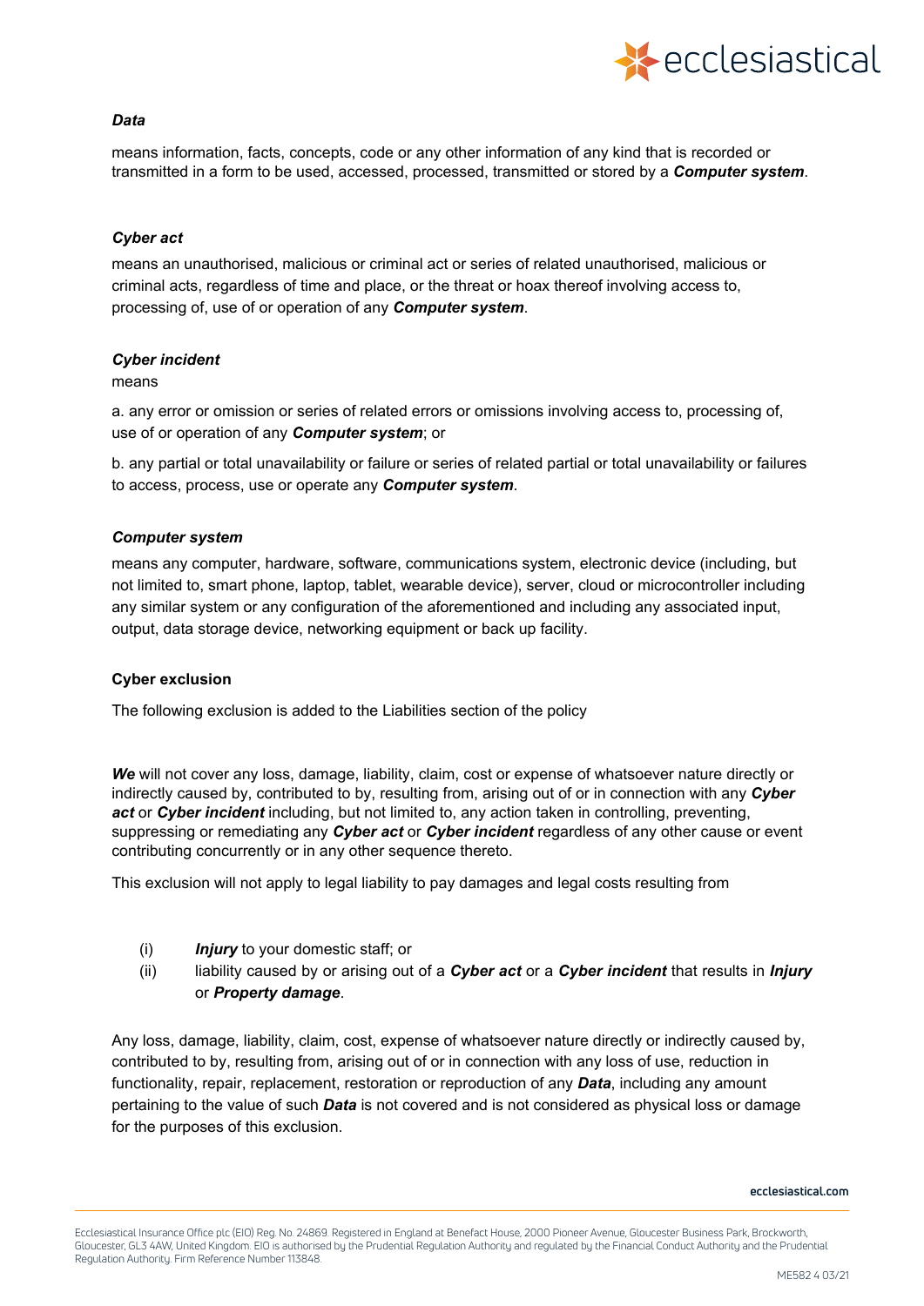### *Data*

means information, facts, concepts, code or any other information of any kind that is recorded or transmitted in a form to be used, accessed, processed, transmitted or stored by a ***Computer system***.

### *Cyber act*

means an unauthorised, malicious or criminal act or series of related unauthorised, malicious or criminal acts, regardless of time and place, or the threat or hoax thereof involving access to, processing of, use of or operation of any ***Computer system***.

### *Cyber incident*

means

a. any error or omission or series of related errors or omissions involving access to, processing of, use of or operation of any ***Computer system***; or

b. any partial or total unavailability or failure or series of related partial or total unavailability or failures to access, process, use or operate any ***Computer system***.

### *Computer system*

means any computer, hardware, software, communications system, electronic device (including, but not limited to, smart phone, laptop, tablet, wearable device), server, cloud or microcontroller including any similar system or any configuration of the aforementioned and including any associated input, output, data storage device, networking equipment or back up facility.

### Cyber exclusion

The following exclusion is added to the Liabilities section of the policy

***We*** will not cover any loss, damage, liability, claim, cost or expense of whatsoever nature directly or indirectly caused by, contributed to by, resulting from, arising out of or in connection with any ***Cyber act*** or ***Cyber incident*** including, but not limited to, any action taken in controlling, preventing, suppressing or remediating any ***Cyber act*** or ***Cyber incident*** regardless of any other cause or event contributing concurrently or in any other sequence thereto.

This exclusion will not apply to legal liability to pay damages and legal costs resulting from

(i) ***Injury*** to your domestic staff; or
(ii) liability caused by or arising out of a ***Cyber act*** or a ***Cyber incident*** that results in ***Injury*** or ***Property damage***.

Any loss, damage, liability, claim, cost, expense of whatsoever nature directly or indirectly caused by, contributed to by, resulting from, arising out of or in connection with any loss of use, reduction in functionality, repair, replacement, restoration or reproduction of any ***Data***, including any amount pertaining to the value of such ***Data*** is not covered and is not considered as physical loss or damage for the purposes of this exclusion.

Ecclesiastical Insurance Office plc (EIO) Reg. No. 24869. Registered in England at Benefact House, 2000 Pioneer Avenue, Gloucester Business Park, Brockworth, Gloucester, GL3 4AW, United Kingdom. EIO is authorised by the Prudential Regulation Authority and regulated by the Financial Conduct Authority and the Prudential Regulation Authority. Firm Reference Number 113848.

ME582 4 03/21